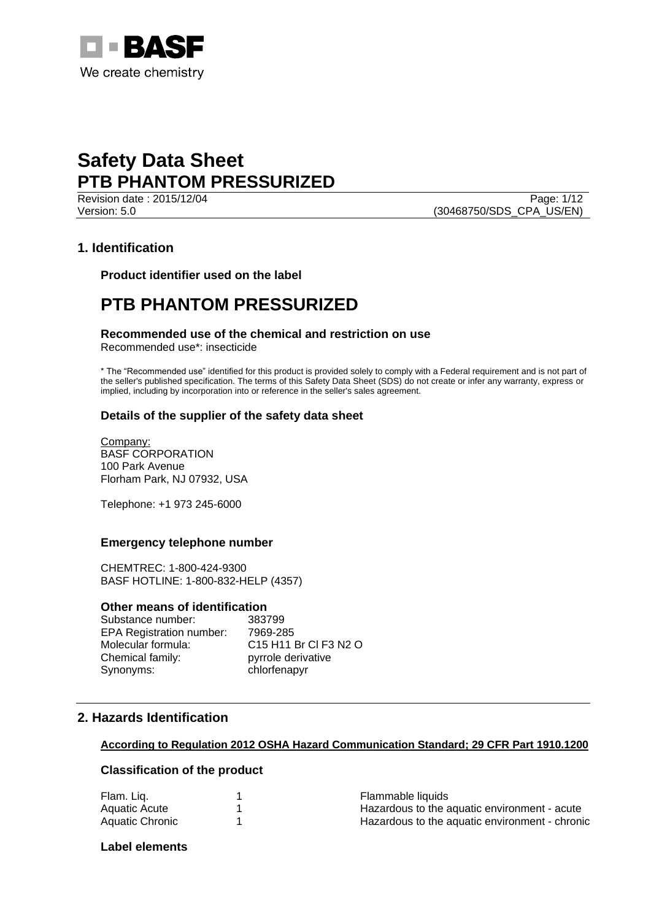# Safety Data Sheet
# PTB PHANTOM PRESSURIZED

Revision date : 2015/12/04
Version: 5.0
(30468750/SDS_CPA_US/EN)

## 1. Identification

### Product identifier used on the label

# PTB PHANTOM PRESSURIZED

### Recommended use of the chemical and restriction on use

Recommended use*: insecticide

* The "Recommended use" identified for this product is provided solely to comply with a Federal requirement and is not part of the seller's published specification. The terms of this Safety Data Sheet (SDS) do not create or infer any warranty, express or implied, including by incorporation into or reference in the seller's sales agreement.

### Details of the supplier of the safety data sheet

Company:
BASF CORPORATION
100 Park Avenue
Florham Park, NJ 07932, USA

Telephone: +1 973 245-6000

### Emergency telephone number

CHEMTREC: 1-800-424-9300
BASF HOTLINE: 1-800-832-HELP (4357)

### Other means of identification

| | |
|---|---|
| Substance number: | 383799 |
| EPA Registration number: | 7969-285 |
| Molecular formula: | C15 H11 Br Cl F3 N2 O |
| Chemical family: | pyrrole derivative |
| Synonyms: | chlorfenapyr |

## 2. Hazards Identification

**According to Regulation 2012 OSHA Hazard Communication Standard; 29 CFR Part 1910.1200**

### Classification of the product

| | | |
|---|---|---|
| Flam. Liq. | 1 | Flammable liquids |
| Aquatic Acute | 1 | Hazardous to the aquatic environment - acute |
| Aquatic Chronic | 1 | Hazardous to the aquatic environment - chronic |

### Label elements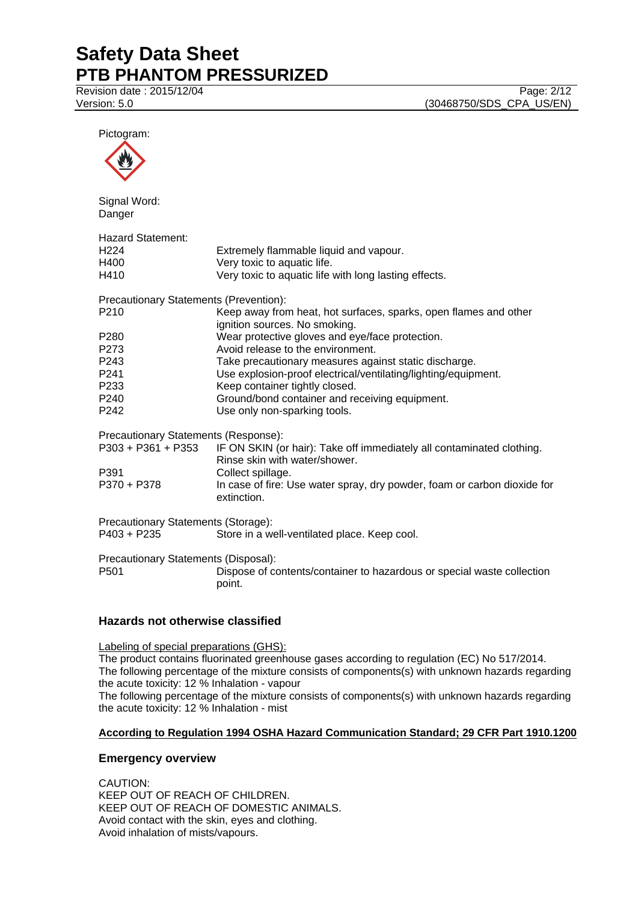Pictogram:

Signal Word:
Danger

Hazard Statement:

| | |
|---|---|
| H224 | Extremely flammable liquid and vapour. |
| H400 | Very toxic to aquatic life. |
| H410 | Very toxic to aquatic life with long lasting effects. |

Precautionary Statements (Prevention):

| | |
|---|---|
| P210 | Keep away from heat, hot surfaces, sparks, open flames and other ignition sources. No smoking. |
| P280 | Wear protective gloves and eye/face protection. |
| P273 | Avoid release to the environment. |
| P243 | Take precautionary measures against static discharge. |
| P241 | Use explosion-proof electrical/ventilating/lighting/equipment. |
| P233 | Keep container tightly closed. |
| P240 | Ground/bond container and receiving equipment. |
| P242 | Use only non-sparking tools. |

Precautionary Statements (Response):

| | |
|---|---|
| P303 + P361 + P353 | IF ON SKIN (or hair): Take off immediately all contaminated clothing. Rinse skin with water/shower. |
| P391 | Collect spillage. |
| P370 + P378 | In case of fire: Use water spray, dry powder, foam or carbon dioxide for extinction. |

Precautionary Statements (Storage):

| | |
|---|---|
| P403 + P235 | Store in a well-ventilated place. Keep cool. |

Precautionary Statements (Disposal):

| | |
|---|---|
| P501 | Dispose of contents/container to hazardous or special waste collection point. |

### Hazards not otherwise classified

Labeling of special preparations (GHS):
The product contains fluorinated greenhouse gases according to regulation (EC) No 517/2014.
The following percentage of the mixture consists of components(s) with unknown hazards regarding the acute toxicity: 12 % Inhalation - vapour
The following percentage of the mixture consists of components(s) with unknown hazards regarding the acute toxicity: 12 % Inhalation - mist

**According to Regulation 1994 OSHA Hazard Communication Standard; 29 CFR Part 1910.1200**

### Emergency overview

CAUTION:
KEEP OUT OF REACH OF CHILDREN.
KEEP OUT OF REACH OF DOMESTIC ANIMALS.
Avoid contact with the skin, eyes and clothing.
Avoid inhalation of mists/vapours.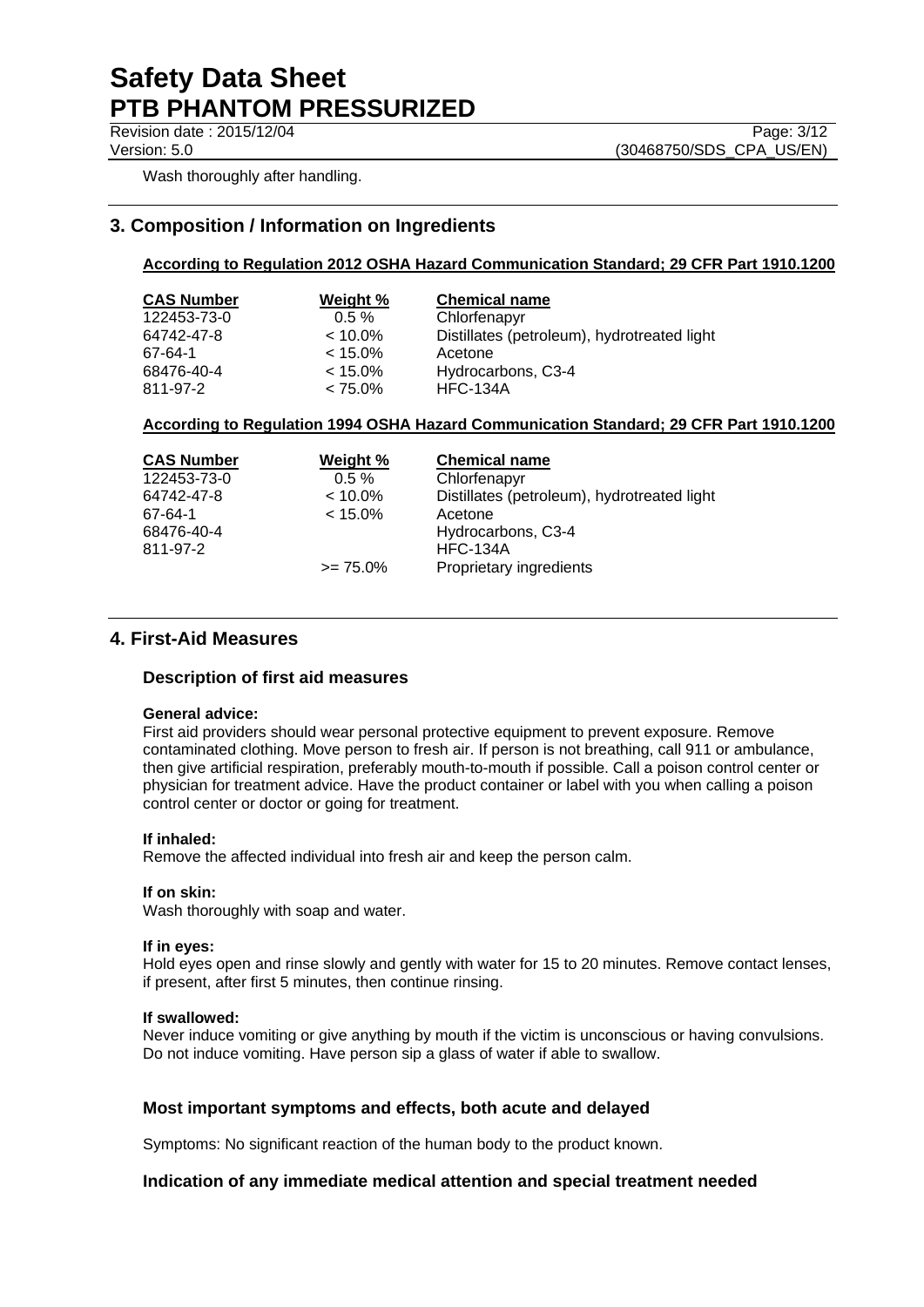Wash thoroughly after handling.

## 3. Composition / Information on Ingredients

**According to Regulation 2012 OSHA Hazard Communication Standard; 29 CFR Part 1910.1200**

| CAS Number | Weight % | Chemical name |
|---|---|---|
| 122453-73-0 | 0.5 % | Chlorfenapyr |
| 64742-47-8 | < 10.0% | Distillates (petroleum), hydrotreated light |
| 67-64-1 | < 15.0% | Acetone |
| 68476-40-4 | < 15.0% | Hydrocarbons, C3-4 |
| 811-97-2 | < 75.0% | HFC-134A |

**According to Regulation 1994 OSHA Hazard Communication Standard; 29 CFR Part 1910.1200**

| CAS Number | Weight % | Chemical name |
|---|---|---|
| 122453-73-0 | 0.5 % | Chlorfenapyr |
| 64742-47-8 | < 10.0% | Distillates (petroleum), hydrotreated light |
| 67-64-1 | < 15.0% | Acetone |
| 68476-40-4 | | Hydrocarbons, C3-4 |
| 811-97-2 | | HFC-134A |
| | >= 75.0% | Proprietary ingredients |

## 4. First-Aid Measures

### Description of first aid measures

**General advice:**
First aid providers should wear personal protective equipment to prevent exposure. Remove contaminated clothing. Move person to fresh air. If person is not breathing, call 911 or ambulance, then give artificial respiration, preferably mouth-to-mouth if possible. Call a poison control center or physician for treatment advice. Have the product container or label with you when calling a poison control center or doctor or going for treatment.

**If inhaled:**
Remove the affected individual into fresh air and keep the person calm.

**If on skin:**
Wash thoroughly with soap and water.

**If in eyes:**
Hold eyes open and rinse slowly and gently with water for 15 to 20 minutes. Remove contact lenses, if present, after first 5 minutes, then continue rinsing.

**If swallowed:**
Never induce vomiting or give anything by mouth if the victim is unconscious or having convulsions. Do not induce vomiting. Have person sip a glass of water if able to swallow.

### Most important symptoms and effects, both acute and delayed

Symptoms: No significant reaction of the human body to the product known.

### Indication of any immediate medical attention and special treatment needed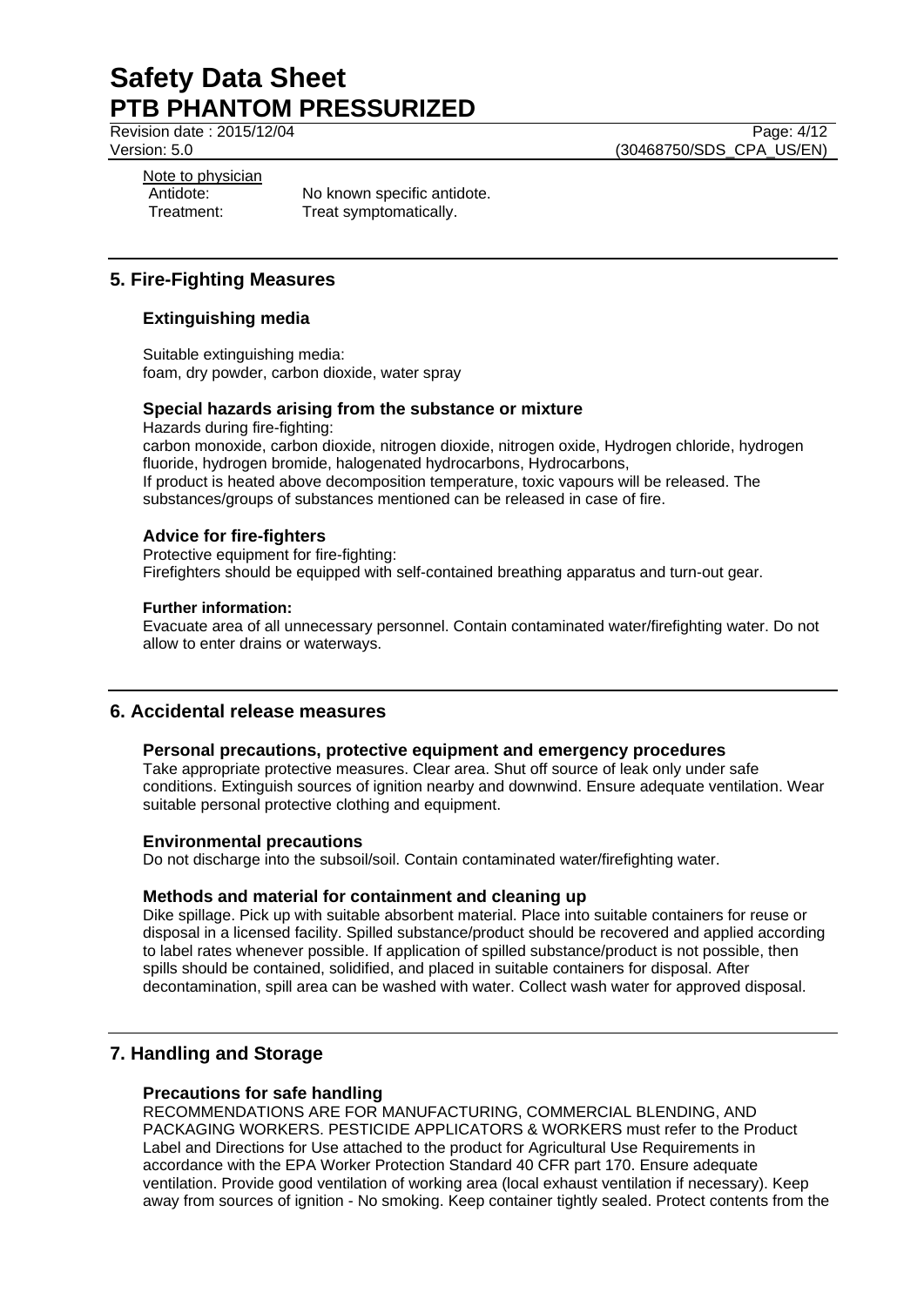Note to physician

Antidote: No known specific antidote.

Treatment: Treat symptomatically.

## 5. Fire-Fighting Measures

### Extinguishing media

Suitable extinguishing media:
foam, dry powder, carbon dioxide, water spray

### Special hazards arising from the substance or mixture

Hazards during fire-fighting:
carbon monoxide, carbon dioxide, nitrogen dioxide, nitrogen oxide, Hydrogen chloride, hydrogen fluoride, hydrogen bromide, halogenated hydrocarbons, Hydrocarbons,
If product is heated above decomposition temperature, toxic vapours will be released. The substances/groups of substances mentioned can be released in case of fire.

### Advice for fire-fighters

Protective equipment for fire-fighting:
Firefighters should be equipped with self-contained breathing apparatus and turn-out gear.

**Further information:**
Evacuate area of all unnecessary personnel. Contain contaminated water/firefighting water. Do not allow to enter drains or waterways.

## 6. Accidental release measures

### Personal precautions, protective equipment and emergency procedures

Take appropriate protective measures. Clear area. Shut off source of leak only under safe conditions. Extinguish sources of ignition nearby and downwind. Ensure adequate ventilation. Wear suitable personal protective clothing and equipment.

### Environmental precautions

Do not discharge into the subsoil/soil. Contain contaminated water/firefighting water.

### Methods and material for containment and cleaning up

Dike spillage. Pick up with suitable absorbent material. Place into suitable containers for reuse or disposal in a licensed facility. Spilled substance/product should be recovered and applied according to label rates whenever possible. If application of spilled substance/product is not possible, then spills should be contained, solidified, and placed in suitable containers for disposal. After decontamination, spill area can be washed with water. Collect wash water for approved disposal.

## 7. Handling and Storage

### Precautions for safe handling

RECOMMENDATIONS ARE FOR MANUFACTURING, COMMERCIAL BLENDING, AND PACKAGING WORKERS. PESTICIDE APPLICATORS & WORKERS must refer to the Product Label and Directions for Use attached to the product for Agricultural Use Requirements in accordance with the EPA Worker Protection Standard 40 CFR part 170. Ensure adequate ventilation. Provide good ventilation of working area (local exhaust ventilation if necessary). Keep away from sources of ignition - No smoking. Keep container tightly sealed. Protect contents from the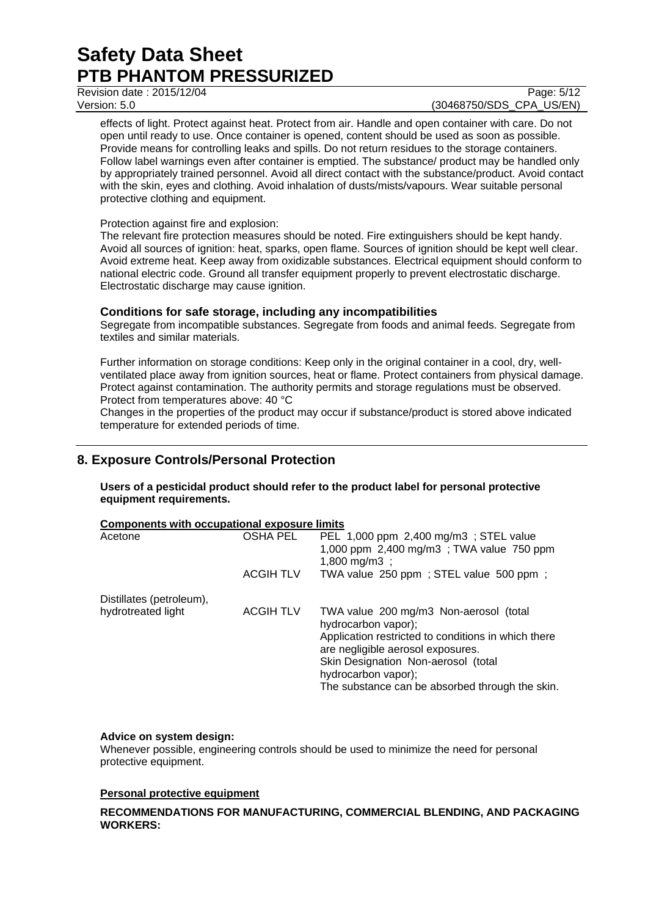effects of light. Protect against heat. Protect from air. Handle and open container with care. Do not open until ready to use. Once container is opened, content should be used as soon as possible. Provide means for controlling leaks and spills. Do not return residues to the storage containers. Follow label warnings even after container is emptied. The substance/ product may be handled only by appropriately trained personnel. Avoid all direct contact with the substance/product. Avoid contact with the skin, eyes and clothing. Avoid inhalation of dusts/mists/vapours. Wear suitable personal protective clothing and equipment.

Protection against fire and explosion:
The relevant fire protection measures should be noted. Fire extinguishers should be kept handy. Avoid all sources of ignition: heat, sparks, open flame. Sources of ignition should be kept well clear. Avoid extreme heat. Keep away from oxidizable substances. Electrical equipment should conform to national electric code. Ground all transfer equipment properly to prevent electrostatic discharge. Electrostatic discharge may cause ignition.

### Conditions for safe storage, including any incompatibilities

Segregate from incompatible substances. Segregate from foods and animal feeds. Segregate from textiles and similar materials.

Further information on storage conditions: Keep only in the original container in a cool, dry, well-ventilated place away from ignition sources, heat or flame. Protect containers from physical damage. Protect against contamination. The authority permits and storage regulations must be observed. Protect from temperatures above: 40 °C
Changes in the properties of the product may occur if substance/product is stored above indicated temperature for extended periods of time.

## 8. Exposure Controls/Personal Protection

**Users of a pesticidal product should refer to the product label for personal protective equipment requirements.**

**Components with occupational exposure limits**

| Component | Source | Limits |
|---|---|---|
| Acetone | OSHA PEL | PEL 1,000 ppm 2,400 mg/m3 ; STEL value 1,000 ppm 2,400 mg/m3 ; TWA value 750 ppm 1,800 mg/m3 ; |
| | ACGIH TLV | TWA value 250 ppm ; STEL value 500 ppm ; |
| Distillates (petroleum), hydrotreated light | ACGIH TLV | TWA value 200 mg/m3 Non-aerosol (total hydrocarbon vapor); Application restricted to conditions in which there are negligible aerosol exposures. Skin Designation Non-aerosol (total hydrocarbon vapor); The substance can be absorbed through the skin. |

**Advice on system design:**
Whenever possible, engineering controls should be used to minimize the need for personal protective equipment.

**Personal protective equipment**

**RECOMMENDATIONS FOR MANUFACTURING, COMMERCIAL BLENDING, AND PACKAGING WORKERS:**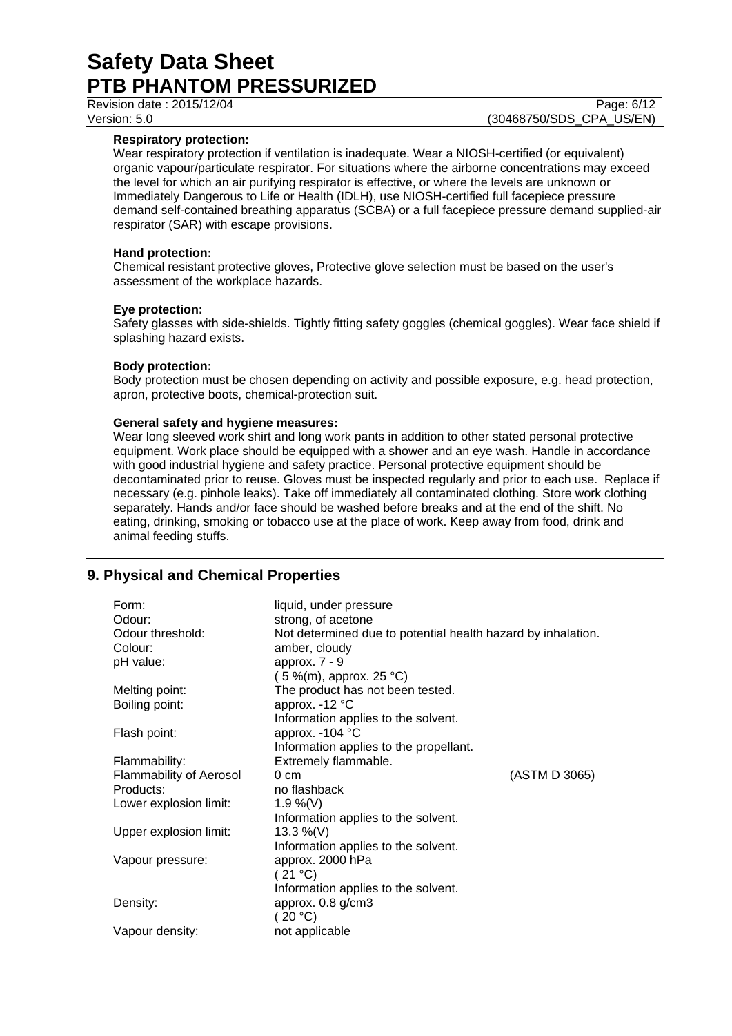**Respiratory protection:**

Wear respiratory protection if ventilation is inadequate. Wear a NIOSH-certified (or equivalent) organic vapour/particulate respirator. For situations where the airborne concentrations may exceed the level for which an air purifying respirator is effective, or where the levels are unknown or Immediately Dangerous to Life or Health (IDLH), use NIOSH-certified full facepiece pressure demand self-contained breathing apparatus (SCBA) or a full facepiece pressure demand supplied-air respirator (SAR) with escape provisions.

**Hand protection:**

Chemical resistant protective gloves, Protective glove selection must be based on the user's assessment of the workplace hazards.

**Eye protection:**

Safety glasses with side-shields. Tightly fitting safety goggles (chemical goggles). Wear face shield if splashing hazard exists.

**Body protection:**

Body protection must be chosen depending on activity and possible exposure, e.g. head protection, apron, protective boots, chemical-protection suit.

**General safety and hygiene measures:**

Wear long sleeved work shirt and long work pants in addition to other stated personal protective equipment. Work place should be equipped with a shower and an eye wash. Handle in accordance with good industrial hygiene and safety practice. Personal protective equipment should be decontaminated prior to reuse. Gloves must be inspected regularly and prior to each use. Replace if necessary (e.g. pinhole leaks). Take off immediately all contaminated clothing. Store work clothing separately. Hands and/or face should be washed before breaks and at the end of the shift. No eating, drinking, smoking or tobacco use at the place of work. Keep away from food, drink and animal feeding stuffs.

## 9. Physical and Chemical Properties

| | | |
|---|---|---|
| Form: | liquid, under pressure | |
| Odour: | strong, of acetone | |
| Odour threshold: | Not determined due to potential health hazard by inhalation. | |
| Colour: | amber, cloudy | |
| pH value: | approx. 7 - 9<br>( 5 %(m), approx. 25 °C) | |
| Melting point: | The product has not been tested. | |
| Boiling point: | approx. -12 °C<br>Information applies to the solvent. | |
| Flash point: | approx. -104 °C<br>Information applies to the propellant. | |
| Flammability: | Extremely flammable. | |
| Flammability of Aerosol Products: | 0 cm<br>no flashback | (ASTM D 3065) |
| Lower explosion limit: | 1.9 %(V)<br>Information applies to the solvent. | |
| Upper explosion limit: | 13.3 %(V)<br>Information applies to the solvent. | |
| Vapour pressure: | approx. 2000 hPa<br>( 21 °C)<br>Information applies to the solvent. | |
| Density: | approx. 0.8 g/cm3<br>( 20 °C) | |
| Vapour density: | not applicable | |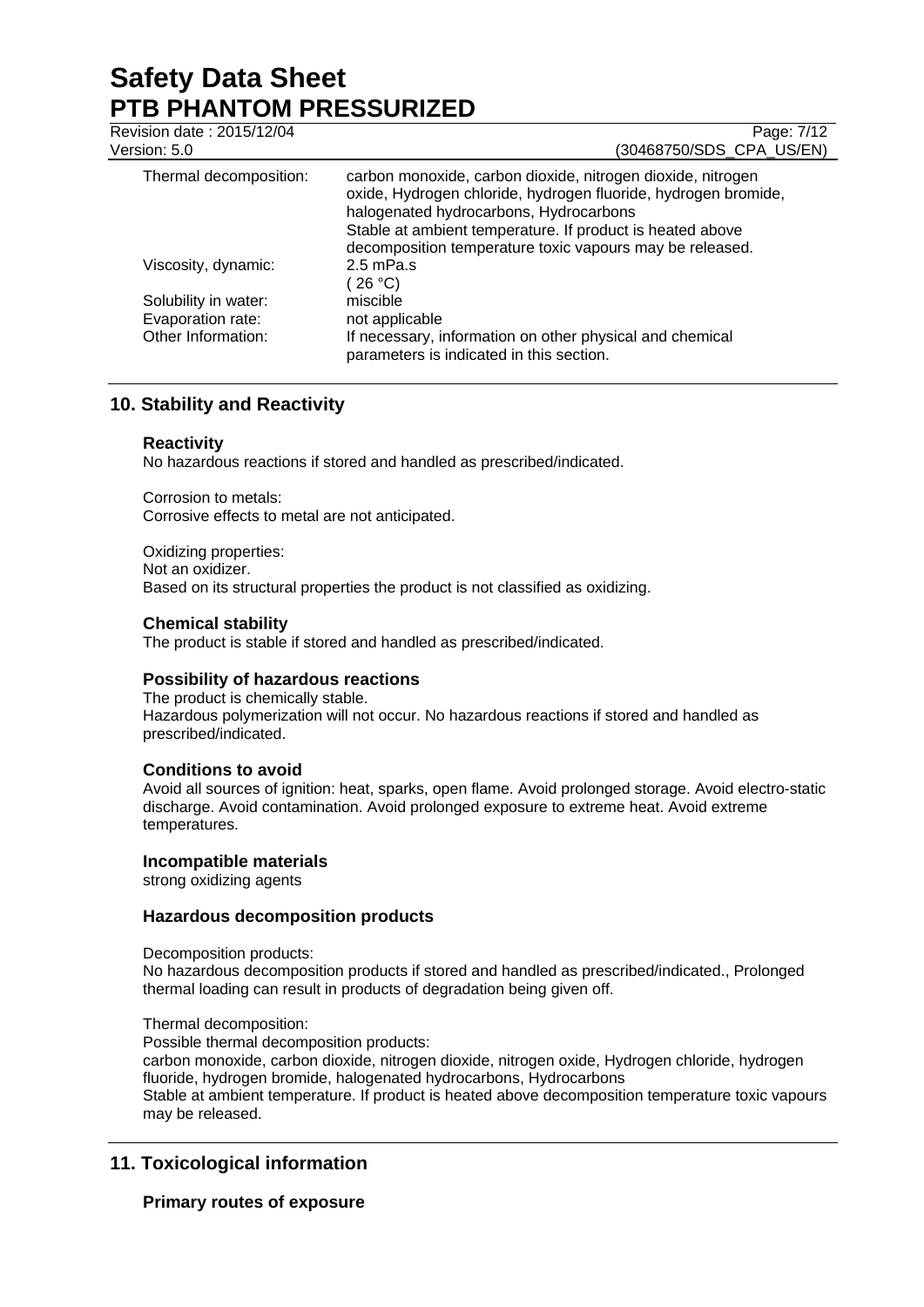| | |
|---|---|
| Thermal decomposition: | carbon monoxide, carbon dioxide, nitrogen dioxide, nitrogen oxide, Hydrogen chloride, hydrogen fluoride, hydrogen bromide, halogenated hydrocarbons, Hydrocarbons<br>Stable at ambient temperature. If product is heated above decomposition temperature toxic vapours may be released. |
| Viscosity, dynamic: | 2.5 mPa.s<br>( 26 °C) |
| Solubility in water: | miscible |
| Evaporation rate: | not applicable |
| Other Information: | If necessary, information on other physical and chemical parameters is indicated in this section. |

## 10. Stability and Reactivity

### Reactivity

No hazardous reactions if stored and handled as prescribed/indicated.

Corrosion to metals:
Corrosive effects to metal are not anticipated.

Oxidizing properties:
Not an oxidizer.
Based on its structural properties the product is not classified as oxidizing.

### Chemical stability

The product is stable if stored and handled as prescribed/indicated.

### Possibility of hazardous reactions

The product is chemically stable.
Hazardous polymerization will not occur. No hazardous reactions if stored and handled as prescribed/indicated.

### Conditions to avoid

Avoid all sources of ignition: heat, sparks, open flame. Avoid prolonged storage. Avoid electro-static discharge. Avoid contamination. Avoid prolonged exposure to extreme heat. Avoid extreme temperatures.

### Incompatible materials

strong oxidizing agents

### Hazardous decomposition products

Decomposition products:
No hazardous decomposition products if stored and handled as prescribed/indicated., Prolonged thermal loading can result in products of degradation being given off.

Thermal decomposition:
Possible thermal decomposition products:
carbon monoxide, carbon dioxide, nitrogen dioxide, nitrogen oxide, Hydrogen chloride, hydrogen fluoride, hydrogen bromide, halogenated hydrocarbons, Hydrocarbons
Stable at ambient temperature. If product is heated above decomposition temperature toxic vapours may be released.

## 11. Toxicological information

### Primary routes of exposure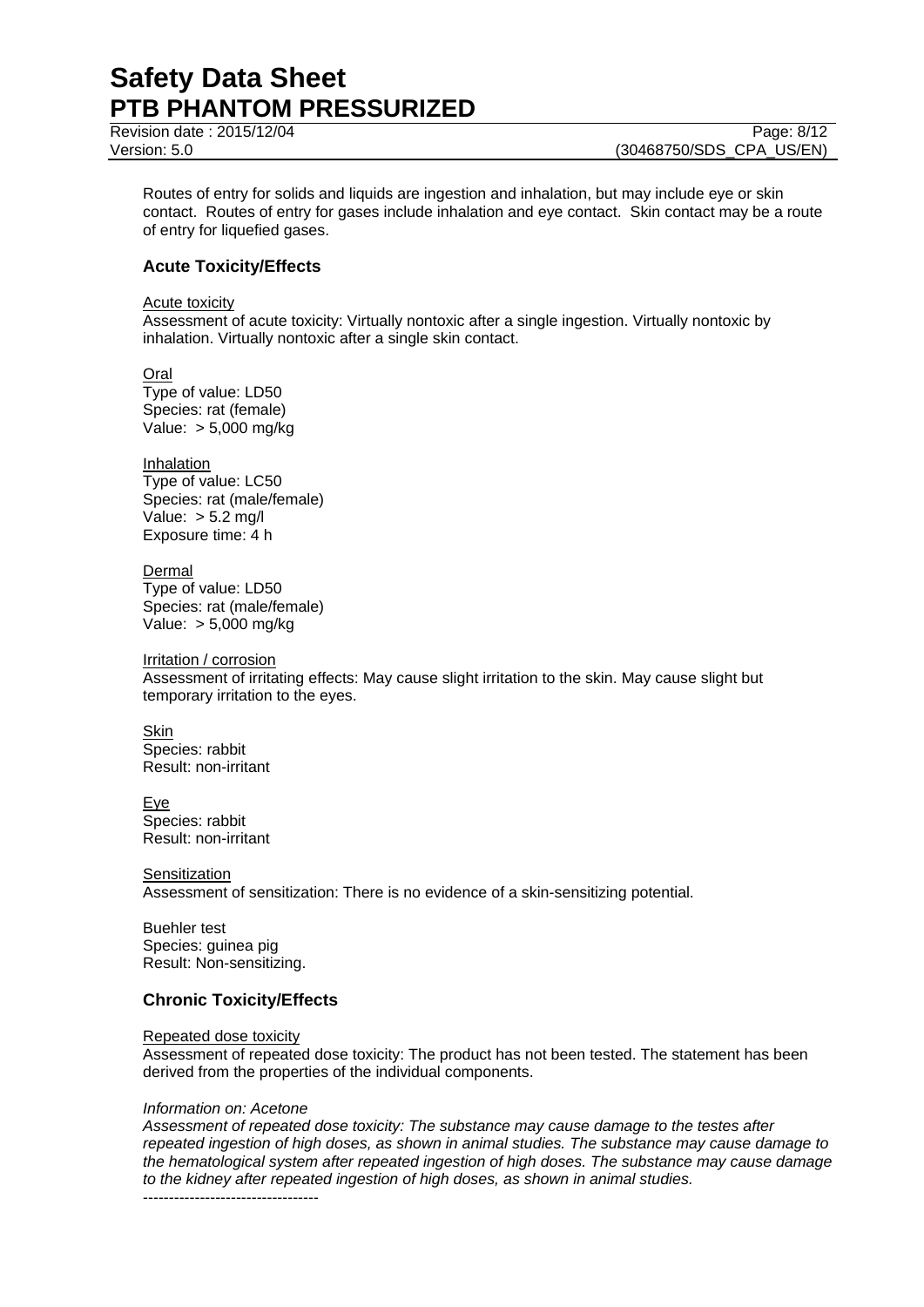Routes of entry for solids and liquids are ingestion and inhalation, but may include eye or skin contact. Routes of entry for gases include inhalation and eye contact. Skin contact may be a route of entry for liquefied gases.

## Acute Toxicity/Effects

Acute toxicity

Assessment of acute toxicity: Virtually nontoxic after a single ingestion. Virtually nontoxic by inhalation. Virtually nontoxic after a single skin contact.

Oral

Type of value: LD50
Species: rat (female)
Value: > 5,000 mg/kg

Inhalation

Type of value: LC50
Species: rat (male/female)
Value: > 5.2 mg/l
Exposure time: 4 h

Dermal

Type of value: LD50
Species: rat (male/female)
Value: > 5,000 mg/kg

Irritation / corrosion

Assessment of irritating effects: May cause slight irritation to the skin. May cause slight but temporary irritation to the eyes.

Skin

Species: rabbit
Result: non-irritant

Eye

Species: rabbit
Result: non-irritant

Sensitization

Assessment of sensitization: There is no evidence of a skin-sensitizing potential.

Buehler test
Species: guinea pig
Result: Non-sensitizing.

## Chronic Toxicity/Effects

Repeated dose toxicity

Assessment of repeated dose toxicity: The product has not been tested. The statement has been derived from the properties of the individual components.

*Information on: Acetone*

*Assessment of repeated dose toxicity: The substance may cause damage to the testes after repeated ingestion of high doses, as shown in animal studies. The substance may cause damage to the hematological system after repeated ingestion of high doses. The substance may cause damage to the kidney after repeated ingestion of high doses, as shown in animal studies.*

----------------------------------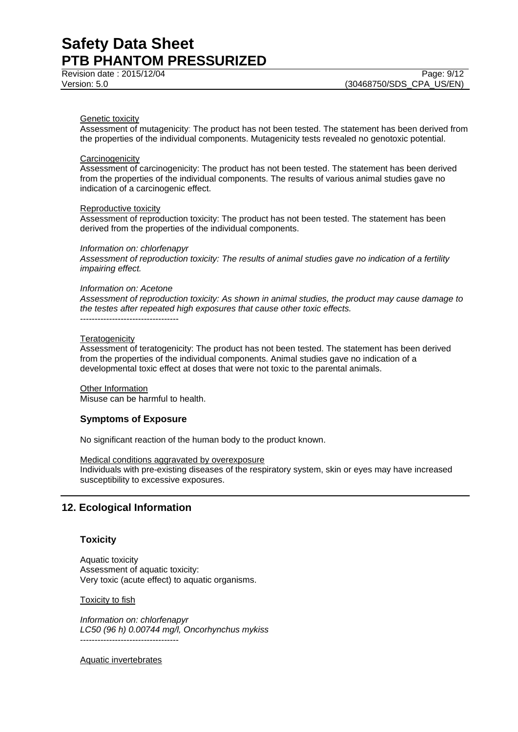Genetic toxicity

Assessment of mutagenicity: The product has not been tested. The statement has been derived from the properties of the individual components. Mutagenicity tests revealed no genotoxic potential.

Carcinogenicity

Assessment of carcinogenicity: The product has not been tested. The statement has been derived from the properties of the individual components. The results of various animal studies gave no indication of a carcinogenic effect.

Reproductive toxicity

Assessment of reproduction toxicity: The product has not been tested. The statement has been derived from the properties of the individual components.

*Information on: chlorfenapyr*
*Assessment of reproduction toxicity: The results of animal studies gave no indication of a fertility impairing effect.*

*Information on: Acetone*
*Assessment of reproduction toxicity: As shown in animal studies, the product may cause damage to the testes after repeated high exposures that cause other toxic effects.*
----------------------------------

Teratogenicity

Assessment of teratogenicity: The product has not been tested. The statement has been derived from the properties of the individual components. Animal studies gave no indication of a developmental toxic effect at doses that were not toxic to the parental animals.

Other Information

Misuse can be harmful to health.

### Symptoms of Exposure

No significant reaction of the human body to the product known.

Medical conditions aggravated by overexposure

Individuals with pre-existing diseases of the respiratory system, skin or eyes may have increased susceptibility to excessive exposures.

## 12. Ecological Information

### Toxicity

Aquatic toxicity
Assessment of aquatic toxicity:
Very toxic (acute effect) to aquatic organisms.

Toxicity to fish

*Information on: chlorfenapyr*
*LC50 (96 h) 0.00744 mg/l, Oncorhynchus mykiss*
----------------------------------

Aquatic invertebrates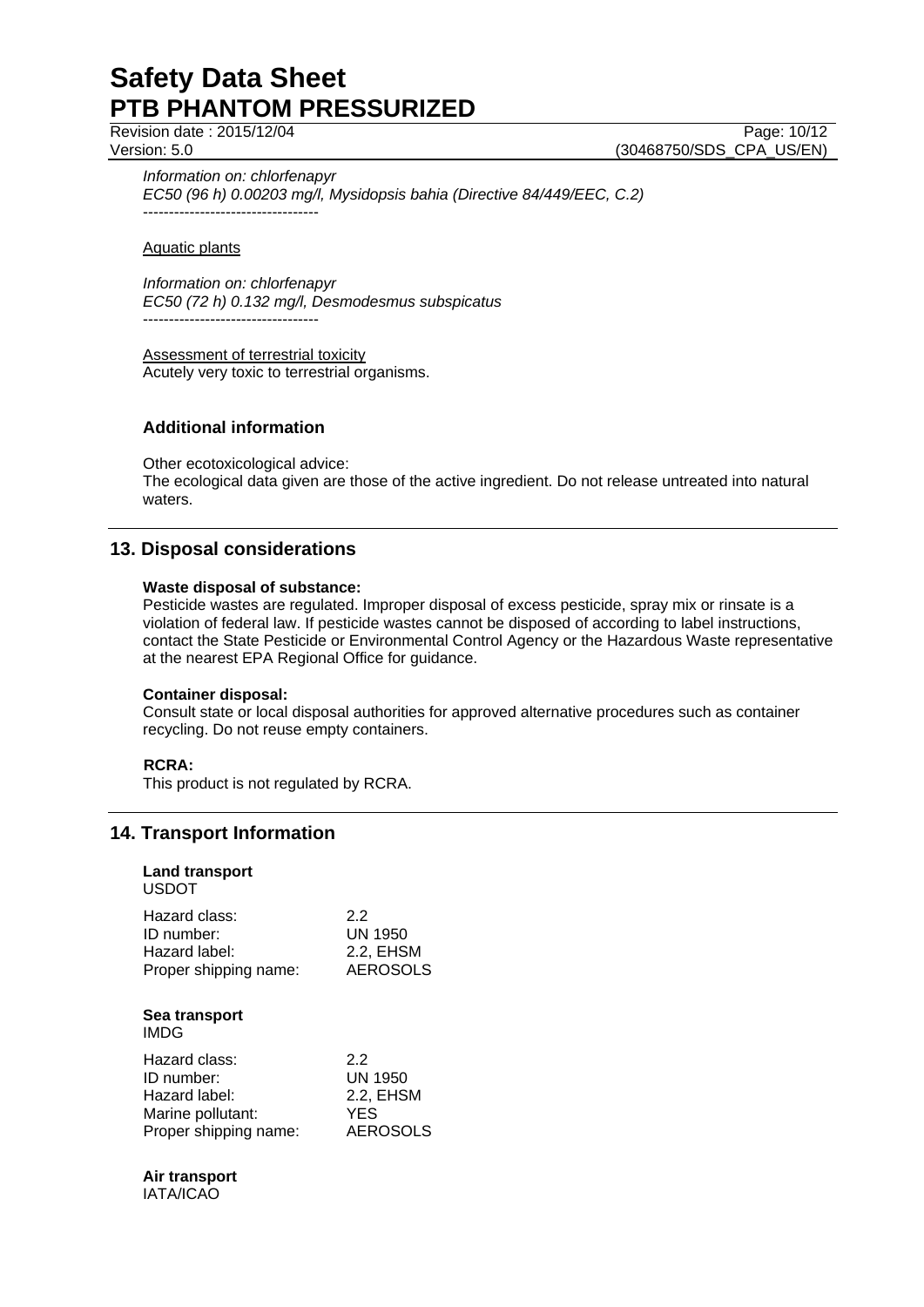*Information on: chlorfenapyr*
*EC50 (96 h) 0.00203 mg/l, Mysidopsis bahia (Directive 84/449/EEC, C.2)*
----------------------------------

Aquatic plants

*Information on: chlorfenapyr*
*EC50 (72 h) 0.132 mg/l, Desmodesmus subspicatus*
----------------------------------

Assessment of terrestrial toxicity
Acutely very toxic to terrestrial organisms.

### Additional information

Other ecotoxicological advice:
The ecological data given are those of the active ingredient. Do not release untreated into natural waters.

## 13. Disposal considerations

**Waste disposal of substance:**
Pesticide wastes are regulated. Improper disposal of excess pesticide, spray mix or rinsate is a violation of federal law. If pesticide wastes cannot be disposed of according to label instructions, contact the State Pesticide or Environmental Control Agency or the Hazardous Waste representative at the nearest EPA Regional Office for guidance.

**Container disposal:**
Consult state or local disposal authorities for approved alternative procedures such as container recycling. Do not reuse empty containers.

**RCRA:**
This product is not regulated by RCRA.

## 14. Transport Information

**Land transport**
USDOT

| | |
|---|---|
| Hazard class: | 2.2 |
| ID number: | UN 1950 |
| Hazard label: | 2.2, EHSM |
| Proper shipping name: | AEROSOLS |

**Sea transport**
IMDG

| | |
|---|---|
| Hazard class: | 2.2 |
| ID number: | UN 1950 |
| Hazard label: | 2.2, EHSM |
| Marine pollutant: | YES |
| Proper shipping name: | AEROSOLS |

**Air transport**
IATA/ICAO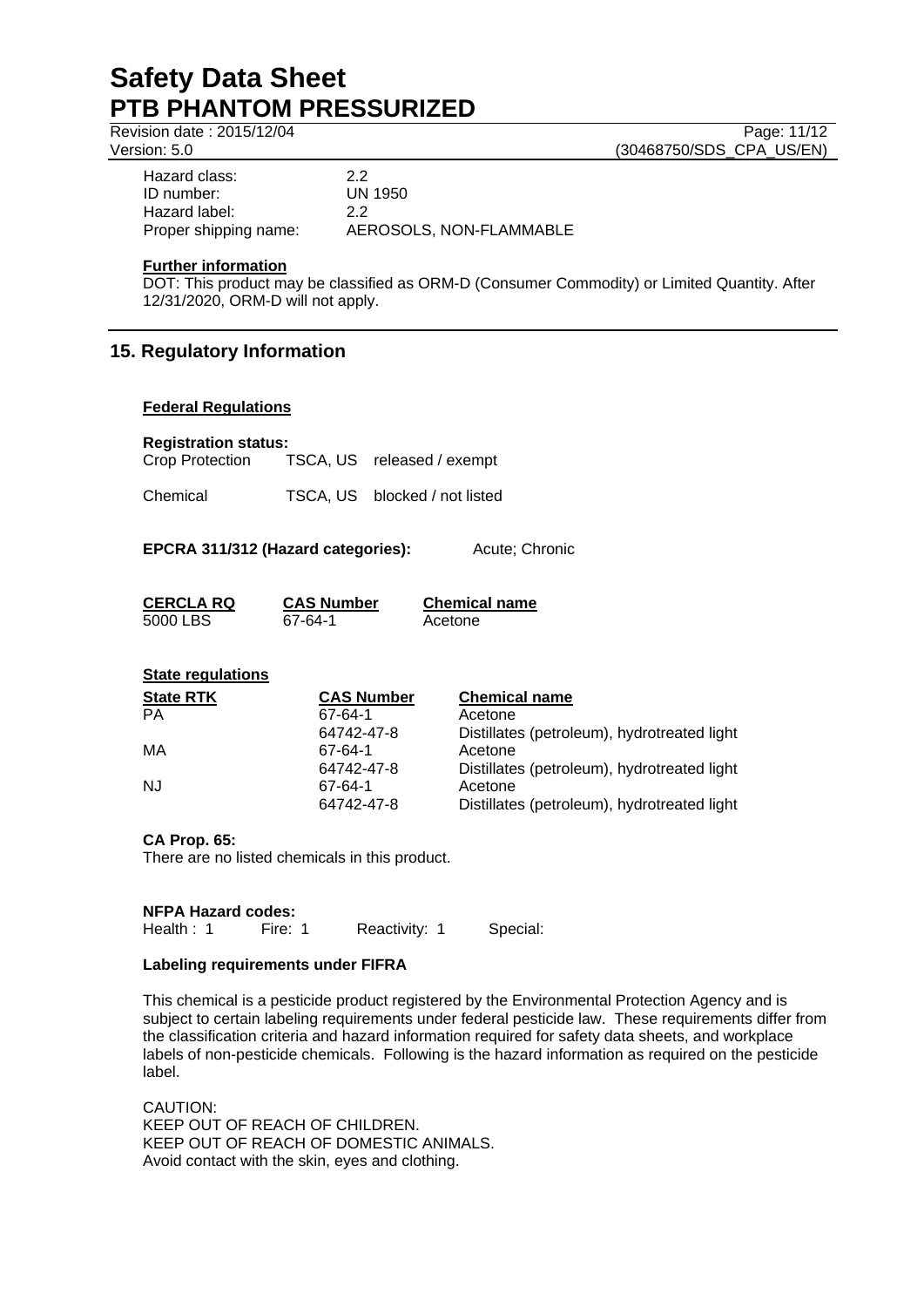| | |
|---|---|
| Hazard class: | 2.2 |
| ID number: | UN 1950 |
| Hazard label: | 2.2 |
| Proper shipping name: | AEROSOLS, NON-FLAMMABLE |

**Further information**

DOT: This product may be classified as ORM-D (Consumer Commodity) or Limited Quantity. After 12/31/2020, ORM-D will not apply.

## 15. Regulatory Information

**Federal Regulations**

**Registration status:**

| | | |
|---|---|---|
| Crop Protection | TSCA, US | released / exempt |
| Chemical | TSCA, US | blocked / not listed |

**EPCRA 311/312 (Hazard categories):** Acute; Chronic

| CERCLA RQ | CAS Number | Chemical name |
|---|---|---|
| 5000 LBS | 67-64-1 | Acetone |

**State regulations**

| State RTK | CAS Number | Chemical name |
|---|---|---|
| PA | 67-64-1 | Acetone |
| | 64742-47-8 | Distillates (petroleum), hydrotreated light |
| MA | 67-64-1 | Acetone |
| | 64742-47-8 | Distillates (petroleum), hydrotreated light |
| NJ | 67-64-1 | Acetone |
| | 64742-47-8 | Distillates (petroleum), hydrotreated light |

**CA Prop. 65:**

There are no listed chemicals in this product.

**NFPA Hazard codes:**

Health : 1 Fire: 1 Reactivity: 1 Special:

**Labeling requirements under FIFRA**

This chemical is a pesticide product registered by the Environmental Protection Agency and is subject to certain labeling requirements under federal pesticide law. These requirements differ from the classification criteria and hazard information required for safety data sheets, and workplace labels of non-pesticide chemicals. Following is the hazard information as required on the pesticide label.

CAUTION:
KEEP OUT OF REACH OF CHILDREN.
KEEP OUT OF REACH OF DOMESTIC ANIMALS.
Avoid contact with the skin, eyes and clothing.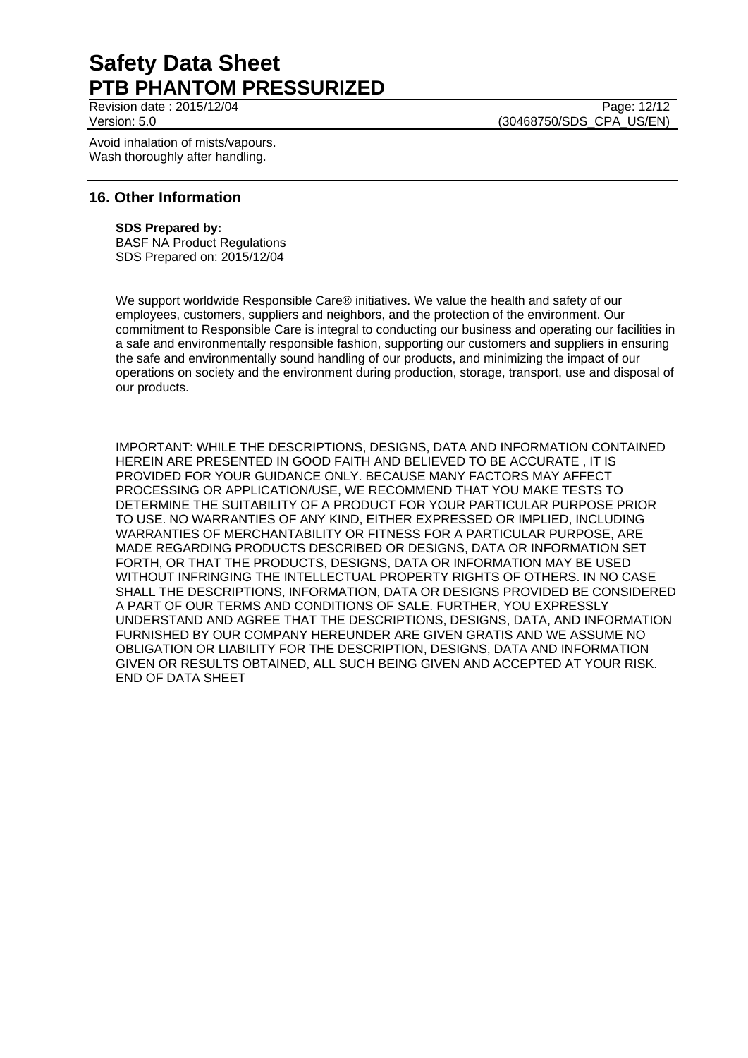Avoid inhalation of mists/vapours.
Wash thoroughly after handling.

## 16. Other Information

**SDS Prepared by:**
BASF NA Product Regulations
SDS Prepared on: 2015/12/04

We support worldwide Responsible Care® initiatives. We value the health and safety of our employees, customers, suppliers and neighbors, and the protection of the environment. Our commitment to Responsible Care is integral to conducting our business and operating our facilities in a safe and environmentally responsible fashion, supporting our customers and suppliers in ensuring the safe and environmentally sound handling of our products, and minimizing the impact of our operations on society and the environment during production, storage, transport, use and disposal of our products.

---

IMPORTANT: WHILE THE DESCRIPTIONS, DESIGNS, DATA AND INFORMATION CONTAINED HEREIN ARE PRESENTED IN GOOD FAITH AND BELIEVED TO BE ACCURATE , IT IS PROVIDED FOR YOUR GUIDANCE ONLY. BECAUSE MANY FACTORS MAY AFFECT PROCESSING OR APPLICATION/USE, WE RECOMMEND THAT YOU MAKE TESTS TO DETERMINE THE SUITABILITY OF A PRODUCT FOR YOUR PARTICULAR PURPOSE PRIOR TO USE. NO WARRANTIES OF ANY KIND, EITHER EXPRESSED OR IMPLIED, INCLUDING WARRANTIES OF MERCHANTABILITY OR FITNESS FOR A PARTICULAR PURPOSE, ARE MADE REGARDING PRODUCTS DESCRIBED OR DESIGNS, DATA OR INFORMATION SET FORTH, OR THAT THE PRODUCTS, DESIGNS, DATA OR INFORMATION MAY BE USED WITHOUT INFRINGING THE INTELLECTUAL PROPERTY RIGHTS OF OTHERS. IN NO CASE SHALL THE DESCRIPTIONS, INFORMATION, DATA OR DESIGNS PROVIDED BE CONSIDERED A PART OF OUR TERMS AND CONDITIONS OF SALE. FURTHER, YOU EXPRESSLY UNDERSTAND AND AGREE THAT THE DESCRIPTIONS, DESIGNS, DATA, AND INFORMATION FURNISHED BY OUR COMPANY HEREUNDER ARE GIVEN GRATIS AND WE ASSUME NO OBLIGATION OR LIABILITY FOR THE DESCRIPTION, DESIGNS, DATA AND INFORMATION GIVEN OR RESULTS OBTAINED, ALL SUCH BEING GIVEN AND ACCEPTED AT YOUR RISK.
END OF DATA SHEET